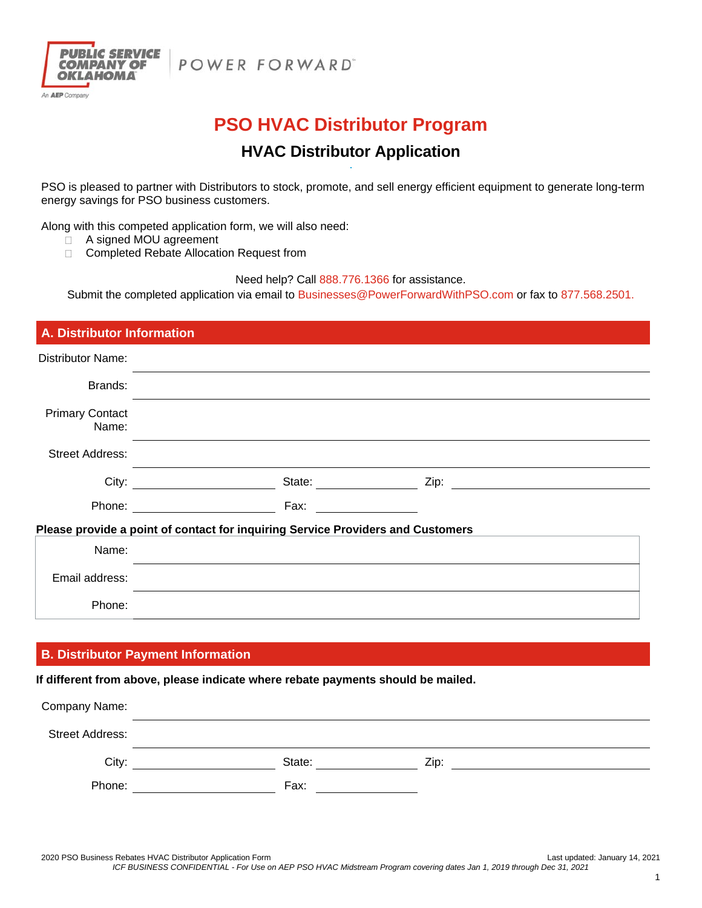PUBLIC SERVICE COMPANY OF OKLAHOMA
An AEP Company

POWER FORWARD™

# PSO HVAC Distributor Program

## HVAC Distributor Application

PSO is pleased to partner with Distributors to stock, promote, and sell energy efficient equipment to generate long-term energy savings for PSO business customers.

Along with this competed application form, we will also need:

- ☐ A signed MOU agreement
- ☐ Completed Rebate Allocation Request from

Need help? Call 888.776.1366 for assistance.

Submit the completed application via email to Businesses@PowerForwardWithPSO.com or fax to 877.568.2501.

## A. Distributor Information

Distributor Name: ______________________________

Brands: ______________________________

Primary Contact Name: ______________________________

Street Address: ______________________________

City: ______________ State: ______________ Zip: ______________

Phone: ______________ Fax: ______________

**Please provide a point of contact for inquiring Service Providers and Customers**

Name: ______________________________

Email address: ______________________________

Phone: ______________________________

## B. Distributor Payment Information

**If different from above, please indicate where rebate payments should be mailed.**

Company Name: ______________________________

Street Address: ______________________________

City: ______________ State: ______________ Zip: ______________

Phone: ______________ Fax: ______________

2020 PSO Business Rebates HVAC Distributor Application Form

Last updated: January 14, 2021

*ICF BUSINESS CONFIDENTIAL - For Use on AEP PSO HVAC Midstream Program covering dates Jan 1, 2019 through Dec 31, 2021*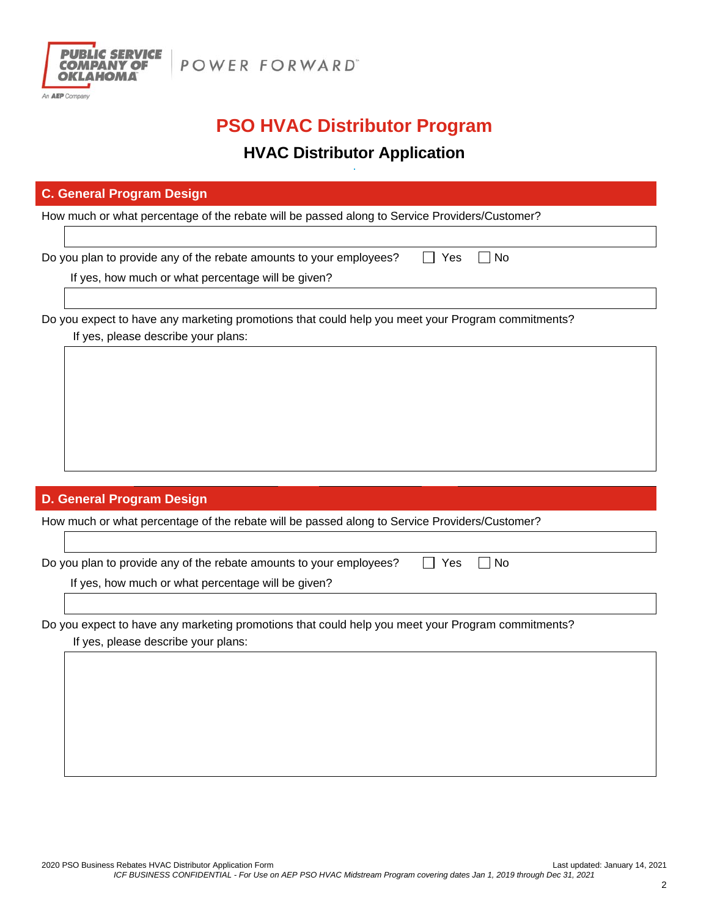PUBLIC SERVICE COMPANY OF OKLAHOMA

An AEP Company

POWER FORWARD

# PSO HVAC Distributor Program

## HVAC Distributor Application

### C. General Program Design

How much or what percentage of the rebate will be passed along to Service Providers/Customer?

Do you plan to provide any of the rebate amounts to your employees? ☐ Yes ☐ No

If yes, how much or what percentage will be given?

Do you expect to have any marketing promotions that could help you meet your Program commitments?

If yes, please describe your plans:

### D. General Program Design

How much or what percentage of the rebate will be passed along to Service Providers/Customer?

Do you plan to provide any of the rebate amounts to your employees? ☐ Yes ☐ No

If yes, how much or what percentage will be given?

Do you expect to have any marketing promotions that could help you meet your Program commitments?

If yes, please describe your plans: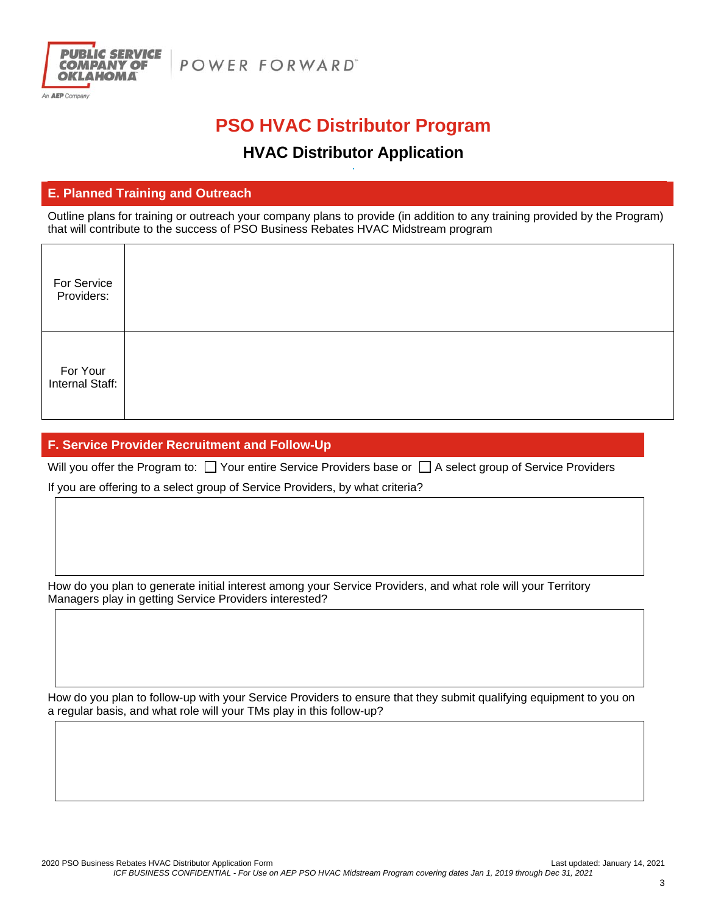# PSO HVAC Distributor Program

## HVAC Distributor Application

### E. Planned Training and Outreach

Outline plans for training or outreach your company plans to provide (in addition to any training provided by the Program) that will contribute to the success of PSO Business Rebates HVAC Midstream program

| | |
|---|---|
| For Service Providers: | |
| For Your Internal Staff: | |

### F. Service Provider Recruitment and Follow-Up

Will you offer the Program to: ☐ Your entire Service Providers base or ☐ A select group of Service Providers

If you are offering to a select group of Service Providers, by what criteria?

| |
|---|
| |

How do you plan to generate initial interest among your Service Providers, and what role will your Territory Managers play in getting Service Providers interested?

| |
|---|
| |

How do you plan to follow-up with your Service Providers to ensure that they submit qualifying equipment to you on a regular basis, and what role will your TMs play in this follow-up?

| |
|---|
| |

2020 PSO Business Rebates HVAC Distributor Application Form — Last updated: January 14, 2021

*ICF BUSINESS CONFIDENTIAL - For Use on AEP PSO HVAC Midstream Program covering dates Jan 1, 2019 through Dec 31, 2021*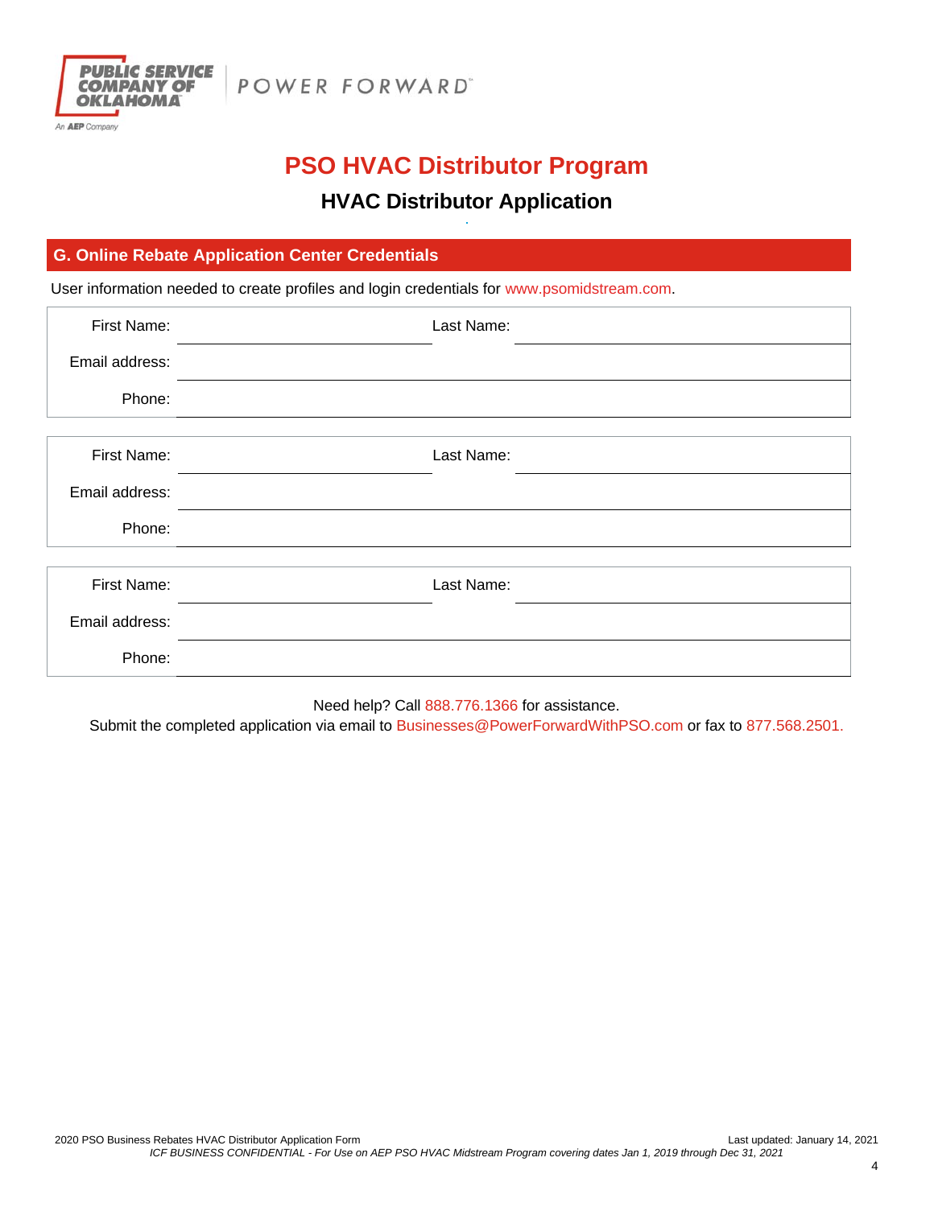# PSO HVAC Distributor Program

## HVAC Distributor Application

### G. Online Rebate Application Center Credentials

User information needed to create profiles and login credentials for www.psomidstream.com.

| | | | |
|---|---|---|---|
| First Name: | | Last Name: | |
| Email address: | | | |
| Phone: | | | |

| | | | |
|---|---|---|---|
| First Name: | | Last Name: | |
| Email address: | | | |
| Phone: | | | |

| | | | |
|---|---|---|---|
| First Name: | | Last Name: | |
| Email address: | | | |
| Phone: | | | |

Need help? Call 888.776.1366 for assistance.

Submit the completed application via email to Businesses@PowerForwardWithPSO.com or fax to 877.568.2501.